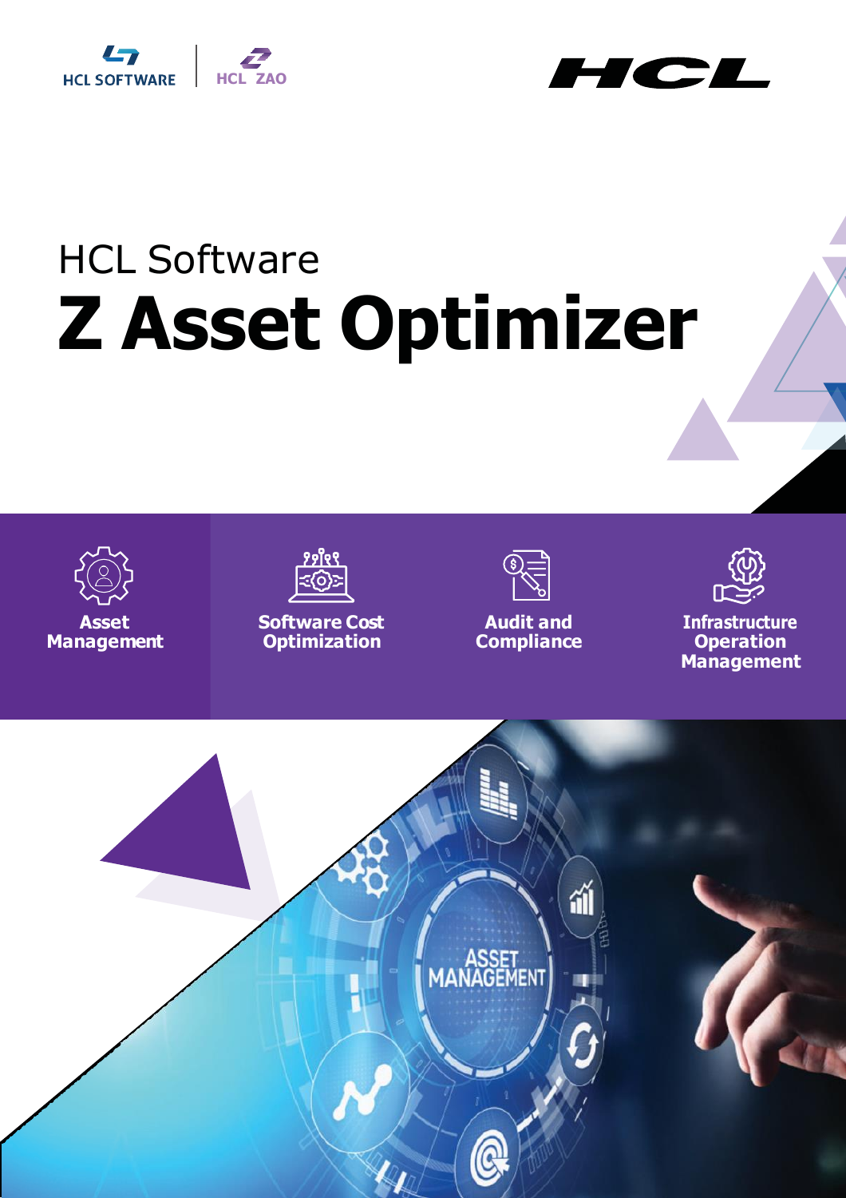HCL SOFTWARE | HCL ZAO

HCL

# HCL Software
# Z Asset Optimizer

**Asset Management**

**Software Cost Optimization**

**Audit and Compliance**

**Infrastructure Operation Management**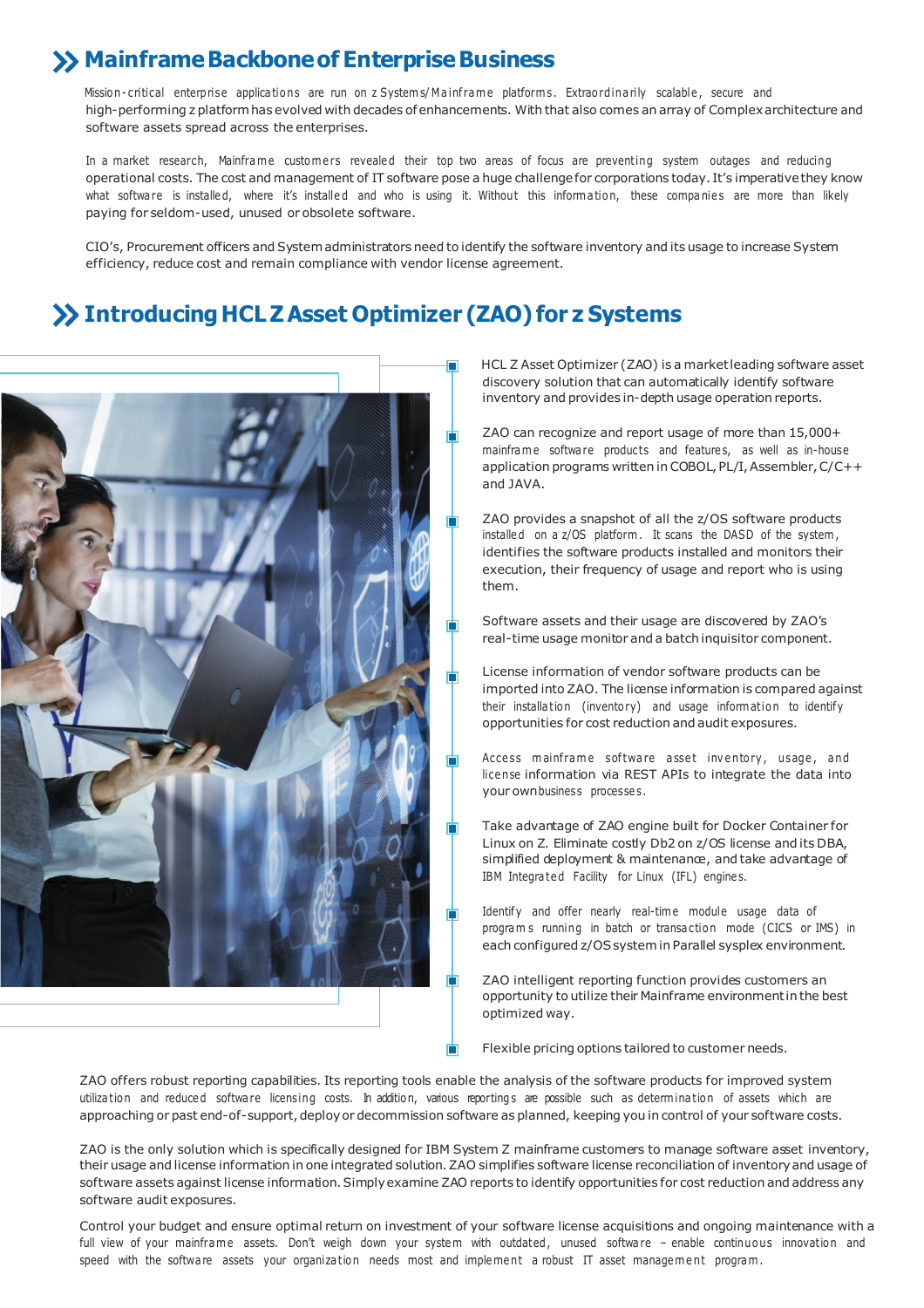## Mainframe Backbone of Enterprise Business

Mission-critical enterprise applications are run on z Systems/Mainframe platforms. Extraordinarily scalable, secure and high-performing z platform has evolved with decades of enhancements. With that also comes an array of Complex architecture and software assets spread across the enterprises.

In a market research, Mainframe customers revealed their top two areas of focus are preventing system outages and reducing operational costs. The cost and management of IT software pose a huge challenge for corporations today. It's imperative they know what software is installed, where it's installed and who is using it. Without this information, these companies are more than likely paying for seldom-used, unused or obsolete software.

CIO's, Procurement officers and System administrators need to identify the software inventory and its usage to increase System efficiency, reduce cost and remain compliance with vendor license agreement.

## Introducing HCL Z Asset Optimizer (ZAO) for z Systems

- HCL Z Asset Optimizer (ZAO) is a market leading software asset discovery solution that can automatically identify software inventory and provides in-depth usage operation reports.
- ZAO can recognize and report usage of more than 15,000+ mainframe software products and features, as well as in-house application programs written in COBOL, PL/I, Assembler, C/C++ and JAVA.
- ZAO provides a snapshot of all the z/OS software products installed on a z/OS platform. It scans the DASD of the system, identifies the software products installed and monitors their execution, their frequency of usage and report who is using them.
- Software assets and their usage are discovered by ZAO's real-time usage monitor and a batch inquisitor component.
- License information of vendor software products can be imported into ZAO. The license information is compared against their installation (inventory) and usage information to identify opportunities for cost reduction and audit exposures.
- Access mainframe software asset inventory, usage, and license information via REST APIs to integrate the data into your own business processes.
- Take advantage of ZAO engine built for Docker Container for Linux on Z. Eliminate costly Db2 on z/OS license and its DBA, simplified deployment & maintenance, and take advantage of IBM Integrated Facility for Linux (IFL) engines.
- Identify and offer nearly real-time module usage data of programs running in batch or transaction mode (CICS or IMS) in each configured z/OS system in Parallel sysplex environment.
- ZAO intelligent reporting function provides customers an opportunity to utilize their Mainframe environment in the best optimized way.
- Flexible pricing options tailored to customer needs.

ZAO offers robust reporting capabilities. Its reporting tools enable the analysis of the software products for improved system utilization and reduced software licensing costs. In addition, various reportings are possible such as determination of assets which are approaching or past end-of-support, deploy or decommission software as planned, keeping you in control of your software costs.

ZAO is the only solution which is specifically designed for IBM System Z mainframe customers to manage software asset inventory, their usage and license information in one integrated solution. ZAO simplifies software license reconciliation of inventory and usage of software assets against license information. Simply examine ZAO reports to identify opportunities for cost reduction and address any software audit exposures.

Control your budget and ensure optimal return on investment of your software license acquisitions and ongoing maintenance with a full view of your mainframe assets. Don't weigh down your system with outdated, unused software – enable continuous innovation and speed with the software assets your organization needs most and implement a robust IT asset management program.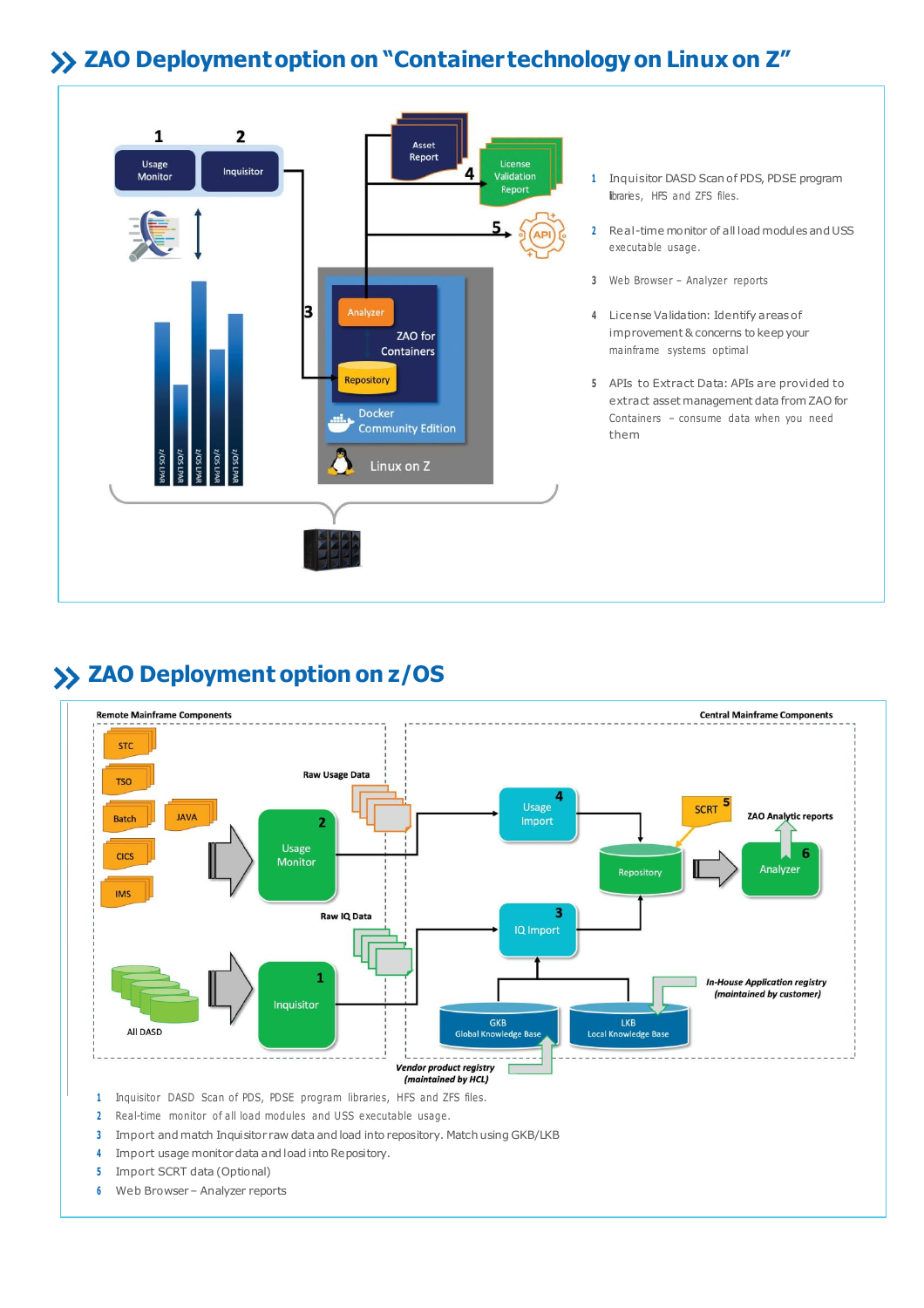## ZAO Deployment option on "Container technology on Linux on Z"

1 Usage Monitor 2 Inquisitor

3 Analyzer ZAO for Containers Repository Docker Community Edition Linux on Z

4 Asset Report License Validation Report

5 API

1. Inquisitor DASD Scan of PDS, PDSE program libraries, HFS and ZFS files.
2. Real-time monitor of all load modules and USS executable usage.
3. Web Browser – Analyzer reports
4. License Validation: Identify areas of improvement & concerns to keep your mainframe systems optimal
5. APIs to Extract Data: APIs are provided to extract asset management data from ZAO for Containers – consume data when you need them

## ZAO Deployment option on z/OS

Remote Mainframe Components

STC, TSO, Batch, JAVA, CICS, IMS → 2 Usage Monitor → Raw Usage Data

All DASD → 1 Inquisitor → Raw IQ Data

Central Mainframe Components

4 Usage Import, 3 IQ Import, Repository, 5 SCRT, ZAO Analytic reports, 6 Analyzer

GKB Global Knowledge Base — *Vendor product registry (maintained by HCL)*

LKB Local Knowledge Base — *In-House Application registry (maintained by customer)*

1. Inquisitor DASD Scan of PDS, PDSE program libraries, HFS and ZFS files.
2. Real-time monitor of all load modules and USS executable usage.
3. Import and match Inquisitor raw data and load into repository. Match using GKB/LKB
4. Import usage monitor data and load into Repository.
5. Import SCRT data (Optional)
6. Web Browser – Analyzer reports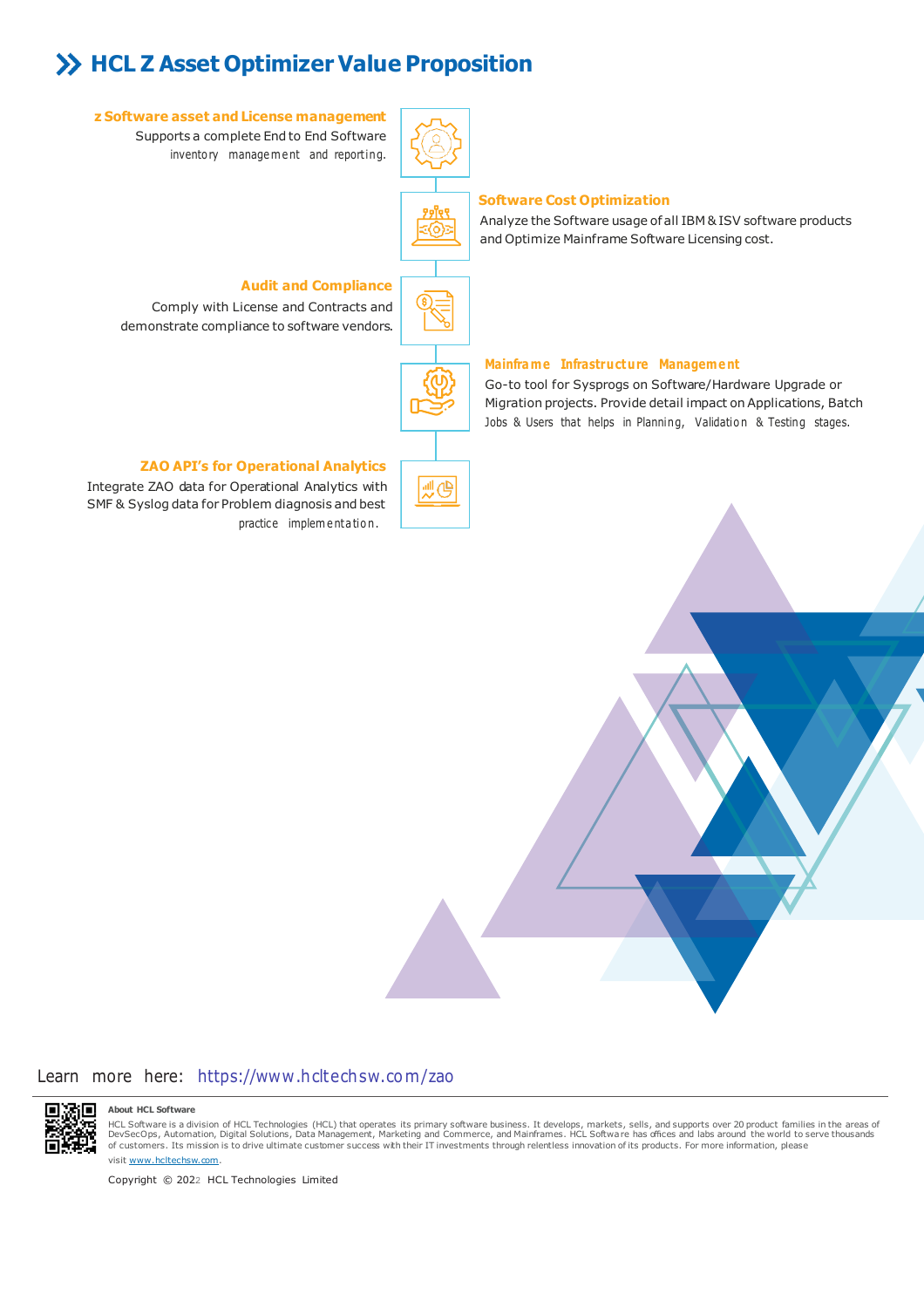## HCL Z Asset Optimizer Value Proposition

**z Software asset and License management**

Supports a complete End to End Software inventory management and reporting.

**Software Cost Optimization**

Analyze the Software usage of all IBM & ISV software products and Optimize Mainframe Software Licensing cost.

**Audit and Compliance**

Comply with License and Contracts and demonstrate compliance to software vendors.

**Mainframe Infrastructure Management**

Go-to tool for Sysprogs on Software/Hardware Upgrade or Migration projects. Provide detail impact on Applications, Batch Jobs & Users that helps in Planning, Validation & Testing stages.

**ZAO API's for Operational Analytics**

Integrate ZAO data for Operational Analytics with SMF & Syslog data for Problem diagnosis and best practice implementation.

Learn more here: https://www.hcltechsw.com/zao

**About HCL Software**

HCL Software is a division of HCL Technologies (HCL) that operates its primary software business. It develops, markets, sells, and supports over 20 product families in the areas of DevSecOps, Automation, Digital Solutions, Data Management, Marketing and Commerce, and Mainframes. HCL Software has offices and labs around the world to serve thousands of customers. Its mission is to drive ultimate customer success with their IT investments through relentless innovation of its products. For more information, please visit www.hcltechsw.com.

Copyright © 2022 HCL Technologies Limited